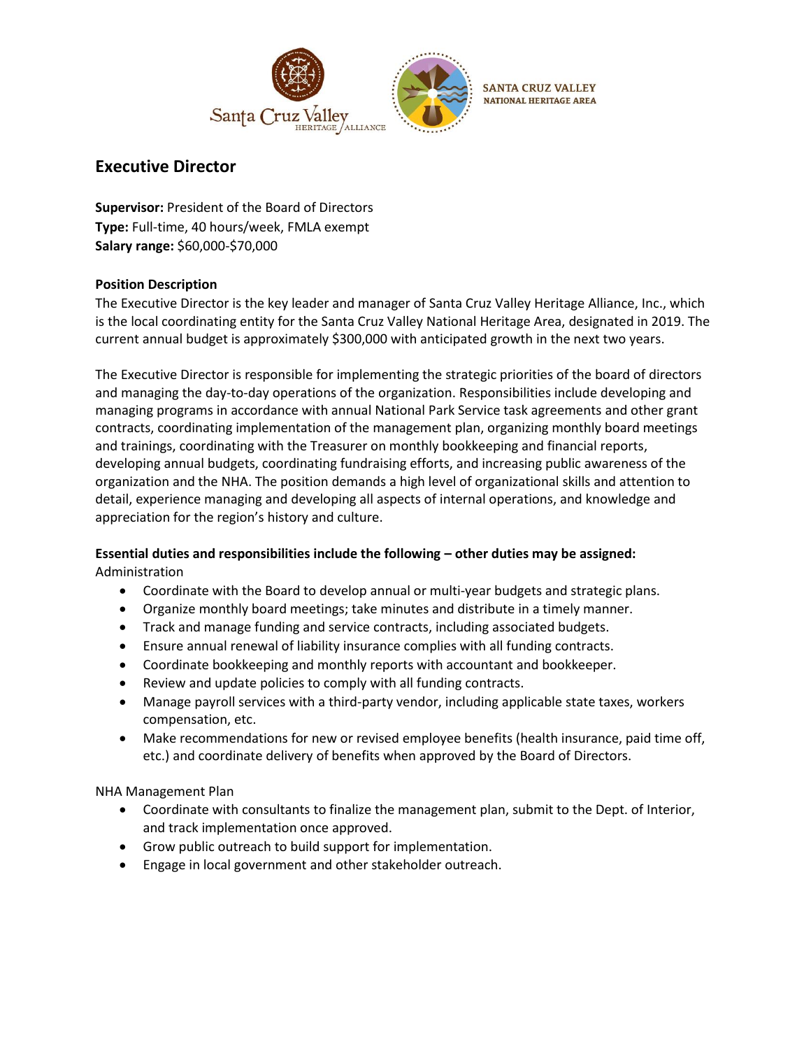# Executive Director

**Supervisor:** President of the Board of Directors
**Type:** Full-time, 40 hours/week, FMLA exempt
**Salary range:** $60,000-$70,000

**Position Description**

The Executive Director is the key leader and manager of Santa Cruz Valley Heritage Alliance, Inc., which is the local coordinating entity for the Santa Cruz Valley National Heritage Area, designated in 2019. The current annual budget is approximately $300,000 with anticipated growth in the next two years.

The Executive Director is responsible for implementing the strategic priorities of the board of directors and managing the day-to-day operations of the organization. Responsibilities include developing and managing programs in accordance with annual National Park Service task agreements and other grant contracts, coordinating implementation of the management plan, organizing monthly board meetings and trainings, coordinating with the Treasurer on monthly bookkeeping and financial reports, developing annual budgets, coordinating fundraising efforts, and increasing public awareness of the organization and the NHA. The position demands a high level of organizational skills and attention to detail, experience managing and developing all aspects of internal operations, and knowledge and appreciation for the region's history and culture.

**Essential duties and responsibilities include the following – other duties may be assigned:**

Administration

- Coordinate with the Board to develop annual or multi-year budgets and strategic plans.
- Organize monthly board meetings; take minutes and distribute in a timely manner.
- Track and manage funding and service contracts, including associated budgets.
- Ensure annual renewal of liability insurance complies with all funding contracts.
- Coordinate bookkeeping and monthly reports with accountant and bookkeeper.
- Review and update policies to comply with all funding contracts.
- Manage payroll services with a third-party vendor, including applicable state taxes, workers compensation, etc.
- Make recommendations for new or revised employee benefits (health insurance, paid time off, etc.) and coordinate delivery of benefits when approved by the Board of Directors.

NHA Management Plan

- Coordinate with consultants to finalize the management plan, submit to the Dept. of Interior, and track implementation once approved.
- Grow public outreach to build support for implementation.
- Engage in local government and other stakeholder outreach.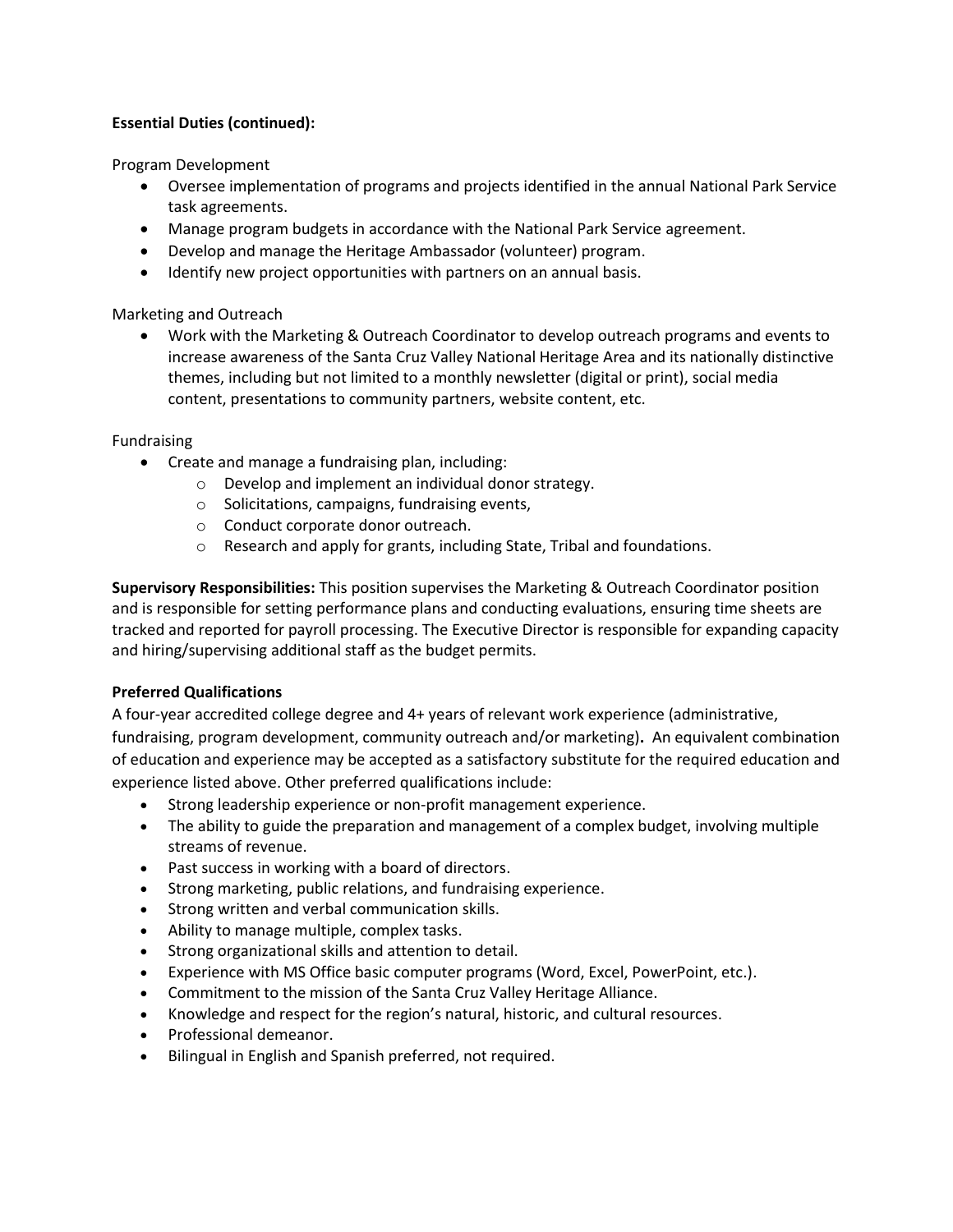**Essential Duties (continued):**

Program Development

- Oversee implementation of programs and projects identified in the annual National Park Service task agreements.
- Manage program budgets in accordance with the National Park Service agreement.
- Develop and manage the Heritage Ambassador (volunteer) program.
- Identify new project opportunities with partners on an annual basis.

Marketing and Outreach

- Work with the Marketing & Outreach Coordinator to develop outreach programs and events to increase awareness of the Santa Cruz Valley National Heritage Area and its nationally distinctive themes, including but not limited to a monthly newsletter (digital or print), social media content, presentations to community partners, website content, etc.

Fundraising

- Create and manage a fundraising plan, including:
  - Develop and implement an individual donor strategy.
  - Solicitations, campaigns, fundraising events,
  - Conduct corporate donor outreach.
  - Research and apply for grants, including State, Tribal and foundations.

**Supervisory Responsibilities:** This position supervises the Marketing & Outreach Coordinator position and is responsible for setting performance plans and conducting evaluations, ensuring time sheets are tracked and reported for payroll processing. The Executive Director is responsible for expanding capacity and hiring/supervising additional staff as the budget permits.

**Preferred Qualifications**

A four-year accredited college degree and 4+ years of relevant work experience (administrative, fundraising, program development, community outreach and/or marketing)**.** An equivalent combination of education and experience may be accepted as a satisfactory substitute for the required education and experience listed above. Other preferred qualifications include:

- Strong leadership experience or non-profit management experience.
- The ability to guide the preparation and management of a complex budget, involving multiple streams of revenue.
- Past success in working with a board of directors.
- Strong marketing, public relations, and fundraising experience.
- Strong written and verbal communication skills.
- Ability to manage multiple, complex tasks.
- Strong organizational skills and attention to detail.
- Experience with MS Office basic computer programs (Word, Excel, PowerPoint, etc.).
- Commitment to the mission of the Santa Cruz Valley Heritage Alliance.
- Knowledge and respect for the region's natural, historic, and cultural resources.
- Professional demeanor.
- Bilingual in English and Spanish preferred, not required.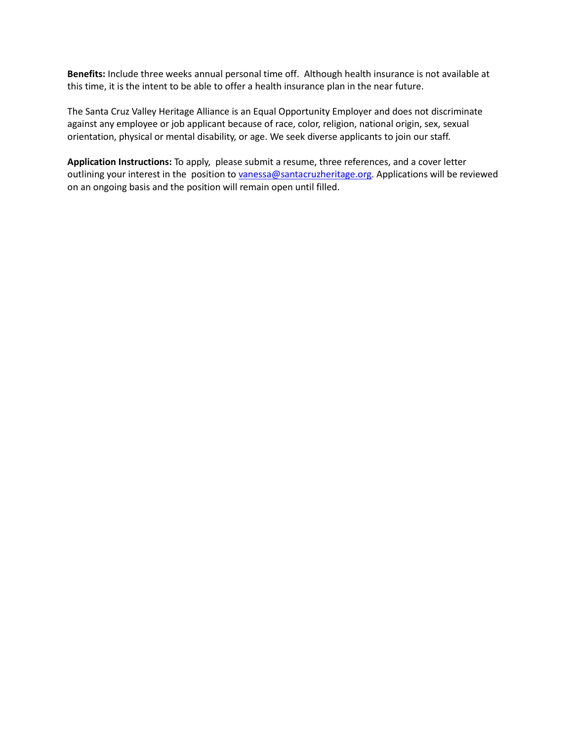**Benefits:** Include three weeks annual personal time off. Although health insurance is not available at this time, it is the intent to be able to offer a health insurance plan in the near future.

The Santa Cruz Valley Heritage Alliance is an Equal Opportunity Employer and does not discriminate against any employee or job applicant because of race, color, religion, national origin, sex, sexual orientation, physical or mental disability, or age. We seek diverse applicants to join our staff.

**Application Instructions:** To apply, please submit a resume, three references, and a cover letter outlining your interest in the position to vanessa@santacruzheritage.org. Applications will be reviewed on an ongoing basis and the position will remain open until filled.